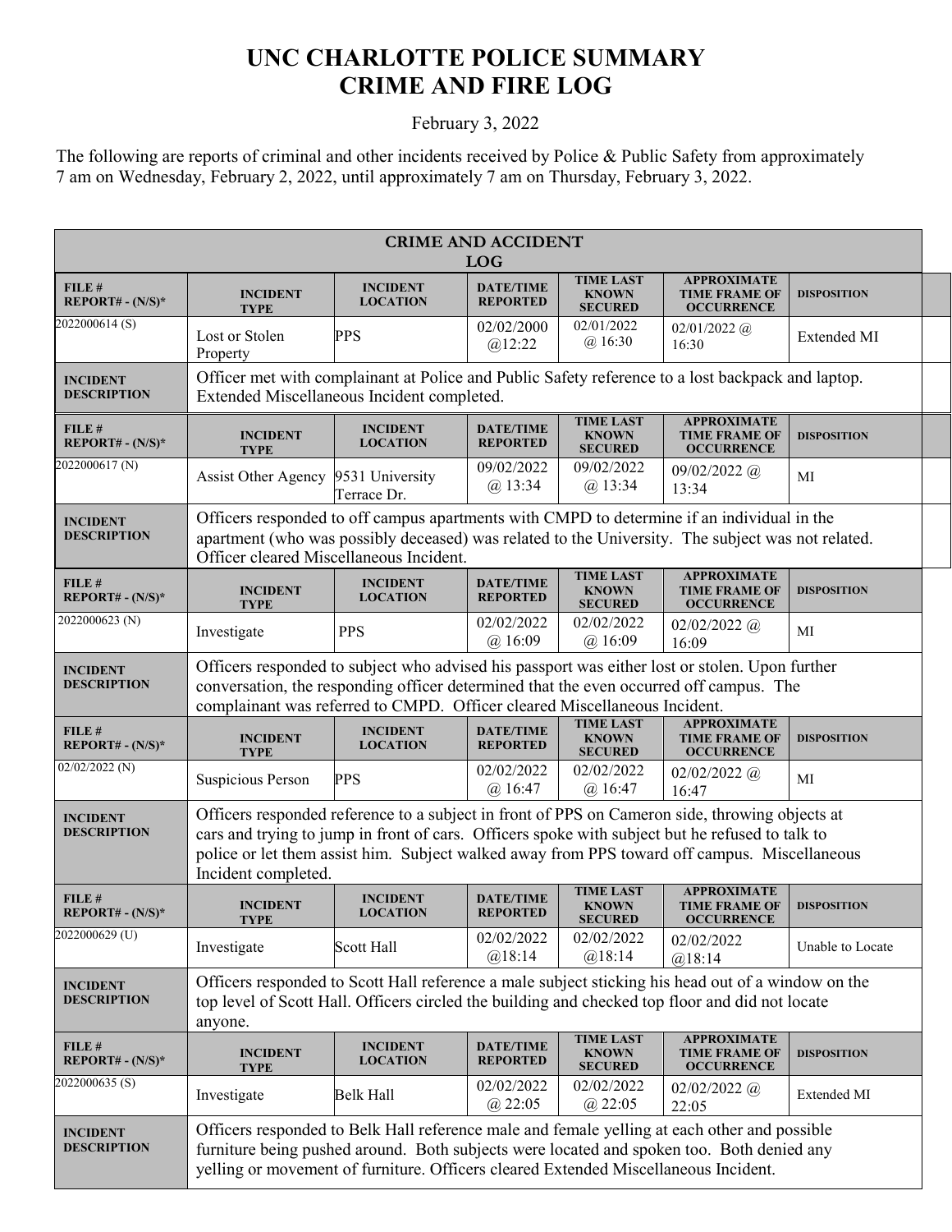# UNC CHARLOTTE POLICE SUMMARY
# CRIME AND FIRE LOG

February 3, 2022

The following are reports of criminal and other incidents received by Police & Public Safety from approximately 7 am on Wednesday, February 2, 2022, until approximately 7 am on Thursday, February 3, 2022.

**CRIME AND ACCIDENT LOG**

| FILE # REPORT# - (N/S)* | INCIDENT TYPE | INCIDENT LOCATION | DATE/TIME REPORTED | TIME LAST KNOWN SECURED | APPROXIMATE TIME FRAME OF OCCURRENCE | DISPOSITION |
|---|---|---|---|---|---|---|
| 2022000614 (S) | Lost or Stolen Property | PPS | 02/02/2000 @12:22 | 02/01/2022 @ 16:30 | 02/01/2022 @ 16:30 | Extended MI |
| INCIDENT DESCRIPTION | Officer met with complainant at Police and Public Safety reference to a lost backpack and laptop. Extended Miscellaneous Incident completed. | | | | | |
| 2022000617 (N) | Assist Other Agency | 9531 University Terrace Dr. | 09/02/2022 @ 13:34 | 09/02/2022 @ 13:34 | 09/02/2022 @ 13:34 | MI |
| INCIDENT DESCRIPTION | Officers responded to off campus apartments with CMPD to determine if an individual in the apartment (who was possibly deceased) was related to the University. The subject was not related. Officer cleared Miscellaneous Incident. | | | | | |
| 2022000623 (N) | Investigate | PPS | 02/02/2022 @ 16:09 | 02/02/2022 @ 16:09 | 02/02/2022 @ 16:09 | MI |
| INCIDENT DESCRIPTION | Officers responded to subject who advised his passport was either lost or stolen. Upon further conversation, the responding officer determined that the even occurred off campus. The complainant was referred to CMPD. Officer cleared Miscellaneous Incident. | | | | | |
| 02/02/2022 (N) | Suspicious Person | PPS | 02/02/2022 @ 16:47 | 02/02/2022 @ 16:47 | 02/02/2022 @ 16:47 | MI |
| INCIDENT DESCRIPTION | Officers responded reference to a subject in front of PPS on Cameron side, throwing objects at cars and trying to jump in front of cars. Officers spoke with subject but he refused to talk to police or let them assist him. Subject walked away from PPS toward off campus. Miscellaneous Incident completed. | | | | | |
| 2022000629 (U) | Investigate | Scott Hall | 02/02/2022 @18:14 | 02/02/2022 @18:14 | 02/02/2022 @18:14 | Unable to Locate |
| INCIDENT DESCRIPTION | Officers responded to Scott Hall reference a male subject sticking his head out of a window on the top level of Scott Hall. Officers circled the building and checked top floor and did not locate anyone. | | | | | |
| 2022000635 (S) | Investigate | Belk Hall | 02/02/2022 @ 22:05 | 02/02/2022 @ 22:05 | 02/02/2022 @ 22:05 | Extended MI |
| INCIDENT DESCRIPTION | Officers responded to Belk Hall reference male and female yelling at each other and possible furniture being pushed around. Both subjects were located and spoken too. Both denied any yelling or movement of furniture. Officers cleared Extended Miscellaneous Incident. | | | | | |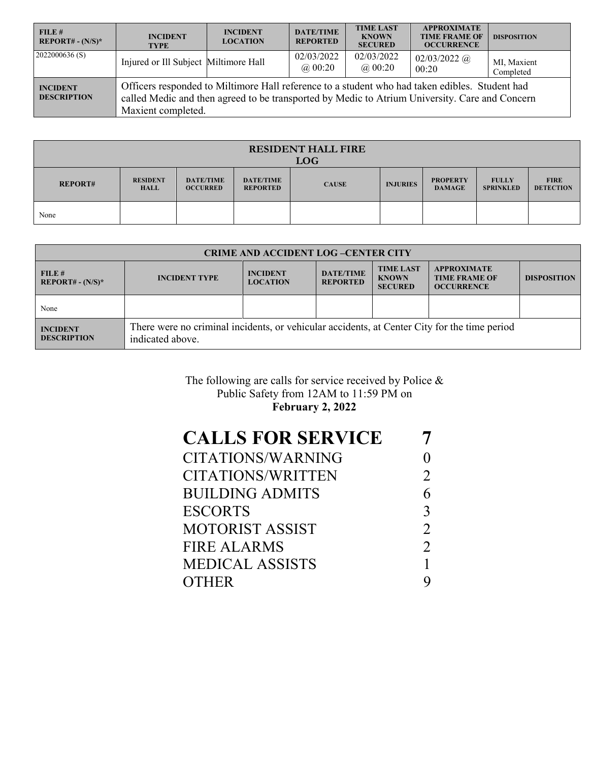| FILE # REPORT# - (N/S)* | INCIDENT TYPE | INCIDENT LOCATION | DATE/TIME REPORTED | TIME LAST KNOWN SECURED | APPROXIMATE TIME FRAME OF OCCURRENCE | DISPOSITION |
|---|---|---|---|---|---|---|
| 2022000636 (S) | Injured or Ill Subject | Miltimore Hall | 02/03/2022 @ 00:20 | 02/03/2022 @ 00:20 | 02/03/2022 @ 00:20 | MI, Maxient Completed |
| INCIDENT DESCRIPTION | Officers responded to Miltimore Hall reference to a student who had taken edibles. Student had called Medic and then agreed to be transported by Medic to Atrium University. Care and Concern Maxient completed. | | | | | |

| RESIDENT HALL FIRE LOG | | | | | | | | |
|---|---|---|---|---|---|---|---|---|
| REPORT# | RESIDENT HALL | DATE/TIME OCCURRED | DATE/TIME REPORTED | CAUSE | INJURIES | PROPERTY DAMAGE | FULLY SPRINKLED | FIRE DETECTION |
| None | | | | | | | | |

| CRIME AND ACCIDENT LOG –CENTER CITY | | | | | | |
|---|---|---|---|---|---|---|
| FILE # REPORT# - (N/S)* | INCIDENT TYPE | INCIDENT LOCATION | DATE/TIME REPORTED | TIME LAST KNOWN SECURED | APPROXIMATE TIME FRAME OF OCCURRENCE | DISPOSITION |
| None | | | | | | |
| INCIDENT DESCRIPTION | There were no criminal incidents, or vehicular accidents, at Center City for the time period indicated above. | | | | | |

The following are calls for service received by Police & Public Safety from 12AM to 11:59 PM on
**February 2, 2022**

| | |
|---|---|
| **CALLS FOR SERVICE** | **7** |
| CITATIONS/WARNING | 0 |
| CITATIONS/WRITTEN | 2 |
| BUILDING ADMITS | 6 |
| ESCORTS | 3 |
| MOTORIST ASSIST | 2 |
| FIRE ALARMS | 2 |
| MEDICAL ASSISTS | 1 |
| OTHER | 9 |